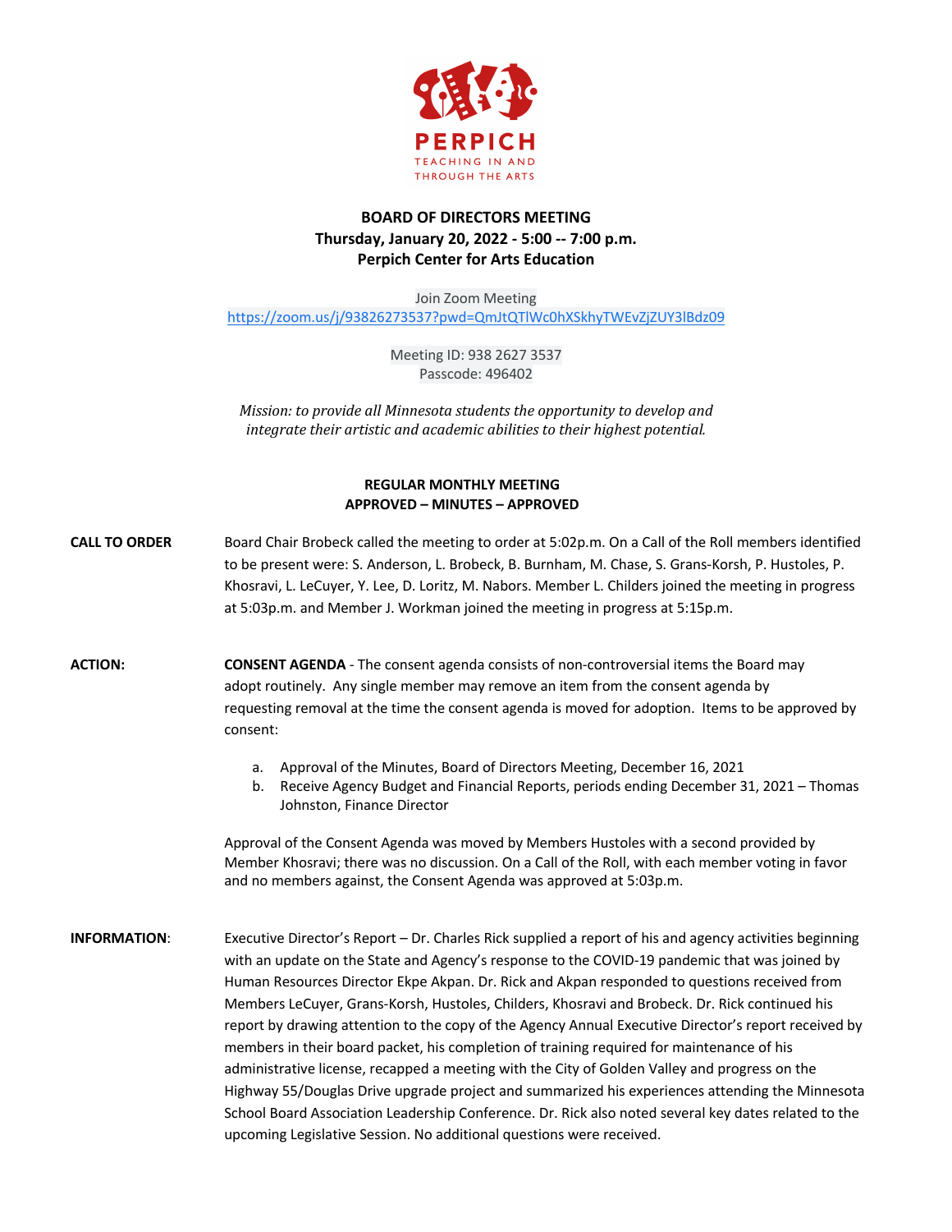PERPICH

TEACHING IN AND THROUGH THE ARTS

# BOARD OF DIRECTORS MEETING
**Thursday, January 20, 2022 - 5:00 -- 7:00 p.m.**
**Perpich Center for Arts Education**

Join Zoom Meeting
https://zoom.us/j/93826273537?pwd=QmJtQTlWc0hXSkhyTWEvZjZUY3lBdz09

Meeting ID: 938 2627 3537
Passcode: 496402

*Mission: to provide all Minnesota students the opportunity to develop and integrate their artistic and academic abilities to their highest potential.*

## REGULAR MONTHLY MEETING
## APPROVED – MINUTES – APPROVED

**CALL TO ORDER**

Board Chair Brobeck called the meeting to order at 5:02p.m. On a Call of the Roll members identified to be present were: S. Anderson, L. Brobeck, B. Burnham, M. Chase, S. Grans-Korsh, P. Hustoles, P. Khosravi, L. LeCuyer, Y. Lee, D. Loritz, M. Nabors. Member L. Childers joined the meeting in progress at 5:03p.m. and Member J. Workman joined the meeting in progress at 5:15p.m.

**ACTION:**

**CONSENT AGENDA** - The consent agenda consists of non-controversial items the Board may adopt routinely. Any single member may remove an item from the consent agenda by requesting removal at the time the consent agenda is moved for adoption. Items to be approved by consent:

a. Approval of the Minutes, Board of Directors Meeting, December 16, 2021
b. Receive Agency Budget and Financial Reports, periods ending December 31, 2021 – Thomas Johnston, Finance Director

Approval of the Consent Agenda was moved by Members Hustoles with a second provided by Member Khosravi; there was no discussion. On a Call of the Roll, with each member voting in favor and no members against, the Consent Agenda was approved at 5:03p.m.

**INFORMATION:**

Executive Director's Report – Dr. Charles Rick supplied a report of his and agency activities beginning with an update on the State and Agency's response to the COVID-19 pandemic that was joined by Human Resources Director Ekpe Akpan. Dr. Rick and Akpan responded to questions received from Members LeCuyer, Grans-Korsh, Hustoles, Childers, Khosravi and Brobeck. Dr. Rick continued his report by drawing attention to the copy of the Agency Annual Executive Director's report received by members in their board packet, his completion of training required for maintenance of his administrative license, recapped a meeting with the City of Golden Valley and progress on the Highway 55/Douglas Drive upgrade project and summarized his experiences attending the Minnesota School Board Association Leadership Conference. Dr. Rick also noted several key dates related to the upcoming Legislative Session. No additional questions were received.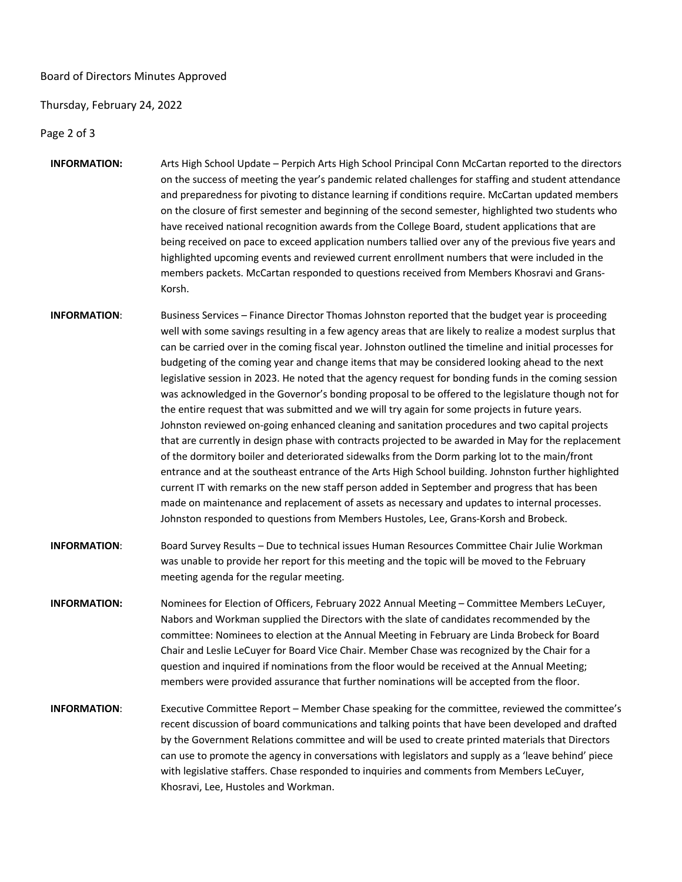**INFORMATION:** Arts High School Update – Perpich Arts High School Principal Conn McCartan reported to the directors on the success of meeting the year's pandemic related challenges for staffing and student attendance and preparedness for pivoting to distance learning if conditions require. McCartan updated members on the closure of first semester and beginning of the second semester, highlighted two students who have received national recognition awards from the College Board, student applications that are being received on pace to exceed application numbers tallied over any of the previous five years and highlighted upcoming events and reviewed current enrollment numbers that were included in the members packets. McCartan responded to questions received from Members Khosravi and Grans-Korsh.

**INFORMATION**: Business Services – Finance Director Thomas Johnston reported that the budget year is proceeding well with some savings resulting in a few agency areas that are likely to realize a modest surplus that can be carried over in the coming fiscal year. Johnston outlined the timeline and initial processes for budgeting of the coming year and change items that may be considered looking ahead to the next legislative session in 2023. He noted that the agency request for bonding funds in the coming session was acknowledged in the Governor's bonding proposal to be offered to the legislature though not for the entire request that was submitted and we will try again for some projects in future years. Johnston reviewed on-going enhanced cleaning and sanitation procedures and two capital projects that are currently in design phase with contracts projected to be awarded in May for the replacement of the dormitory boiler and deteriorated sidewalks from the Dorm parking lot to the main/front entrance and at the southeast entrance of the Arts High School building. Johnston further highlighted current IT with remarks on the new staff person added in September and progress that has been made on maintenance and replacement of assets as necessary and updates to internal processes. Johnston responded to questions from Members Hustoles, Lee, Grans-Korsh and Brobeck.

**INFORMATION**: Board Survey Results – Due to technical issues Human Resources Committee Chair Julie Workman was unable to provide her report for this meeting and the topic will be moved to the February meeting agenda for the regular meeting.

**INFORMATION:** Nominees for Election of Officers, February 2022 Annual Meeting – Committee Members LeCuyer, Nabors and Workman supplied the Directors with the slate of candidates recommended by the committee: Nominees to election at the Annual Meeting in February are Linda Brobeck for Board Chair and Leslie LeCuyer for Board Vice Chair. Member Chase was recognized by the Chair for a question and inquired if nominations from the floor would be received at the Annual Meeting; members were provided assurance that further nominations will be accepted from the floor.

**INFORMATION**: Executive Committee Report – Member Chase speaking for the committee, reviewed the committee's recent discussion of board communications and talking points that have been developed and drafted by the Government Relations committee and will be used to create printed materials that Directors can use to promote the agency in conversations with legislators and supply as a 'leave behind' piece with legislative staffers. Chase responded to inquiries and comments from Members LeCuyer, Khosravi, Lee, Hustoles and Workman.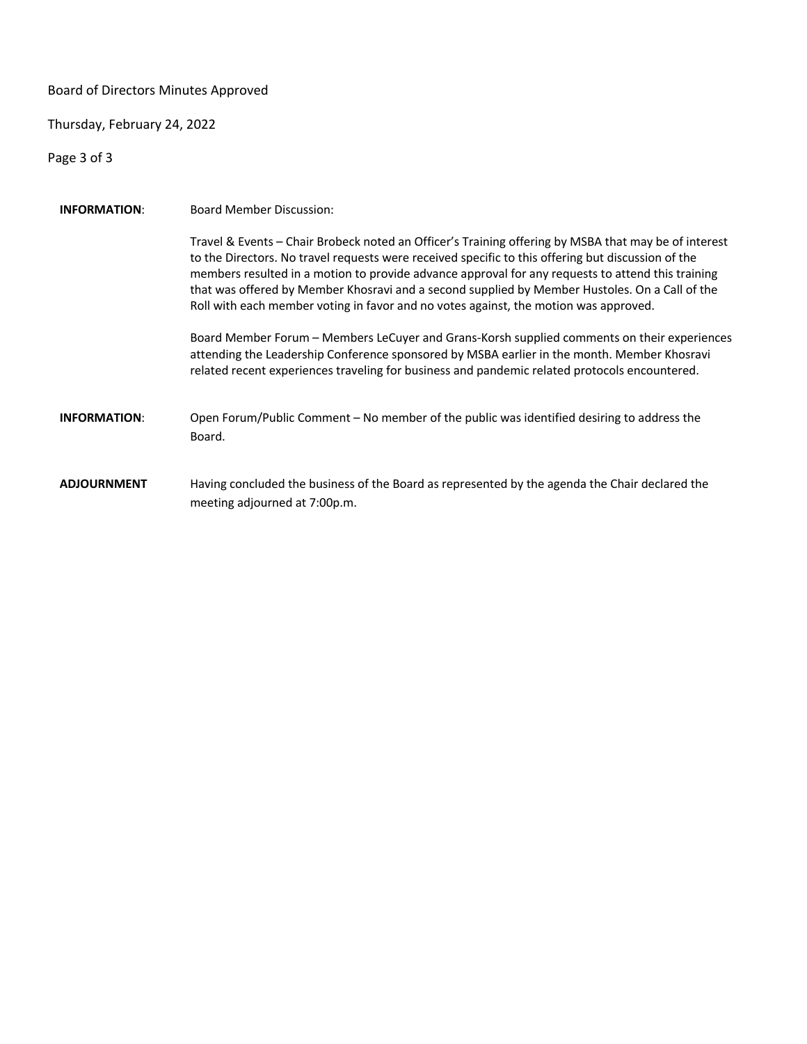**INFORMATION**: Board Member Discussion:

Travel & Events – Chair Brobeck noted an Officer's Training offering by MSBA that may be of interest to the Directors. No travel requests were received specific to this offering but discussion of the members resulted in a motion to provide advance approval for any requests to attend this training that was offered by Member Khosravi and a second supplied by Member Hustoles. On a Call of the Roll with each member voting in favor and no votes against, the motion was approved.

Board Member Forum – Members LeCuyer and Grans-Korsh supplied comments on their experiences attending the Leadership Conference sponsored by MSBA earlier in the month. Member Khosravi related recent experiences traveling for business and pandemic related protocols encountered.

**INFORMATION**: Open Forum/Public Comment – No member of the public was identified desiring to address the Board.

**ADJOURNMENT** Having concluded the business of the Board as represented by the agenda the Chair declared the meeting adjourned at 7:00p.m.